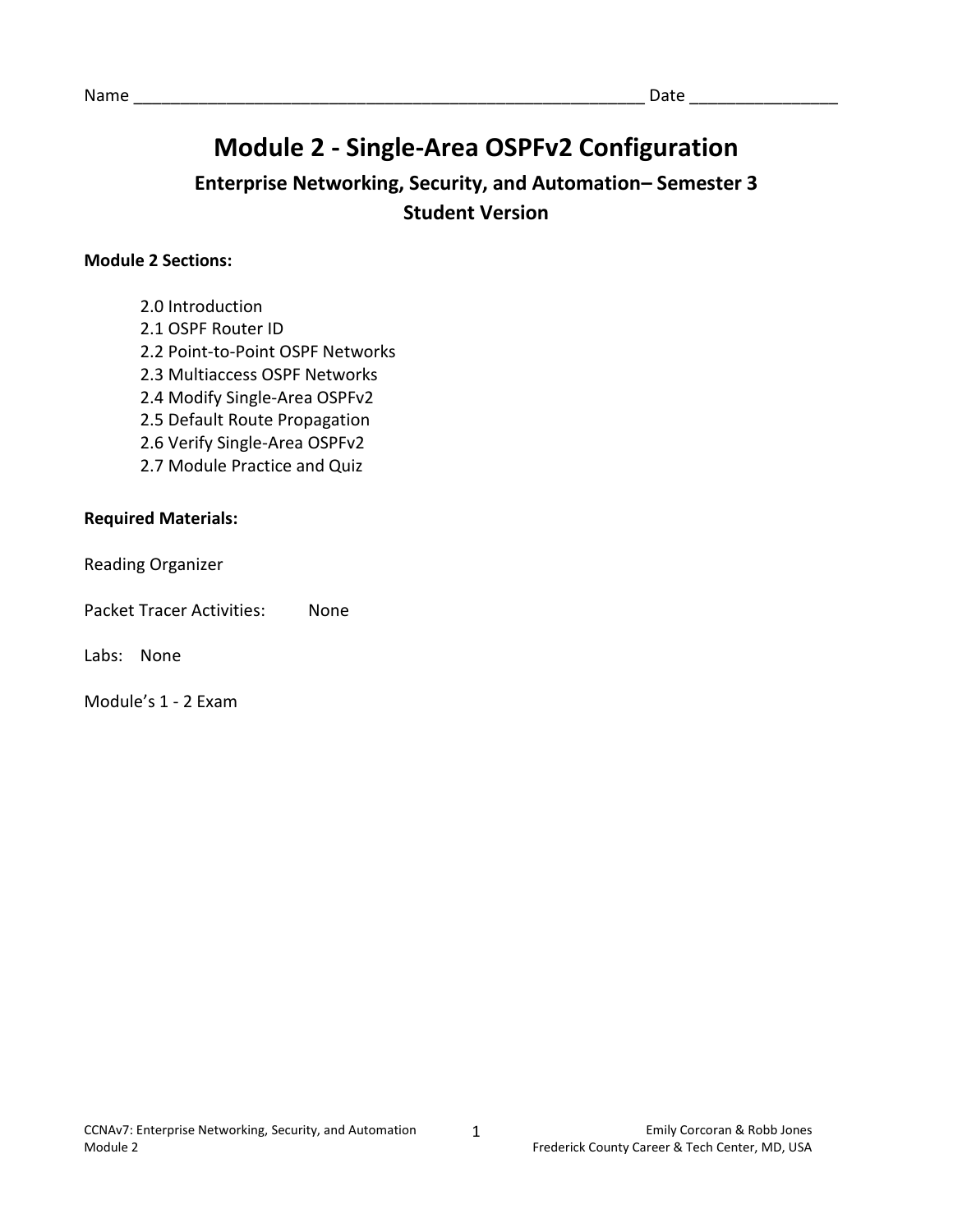Name ________________________________________________________ Date _______________

# Module 2 - Single-Area OSPFv2 Configuration

## Enterprise Networking, Security, and Automation– Semester 3

## Student Version

**Module 2 Sections:**

- 2.0 Introduction
- 2.1 OSPF Router ID
- 2.2 Point-to-Point OSPF Networks
- 2.3 Multiaccess OSPF Networks
- 2.4 Modify Single-Area OSPFv2
- 2.5 Default Route Propagation
- 2.6 Verify Single-Area OSPFv2
- 2.7 Module Practice and Quiz

**Required Materials:**

Reading Organizer

Packet Tracer Activities: None

Labs: None

Module's 1 - 2 Exam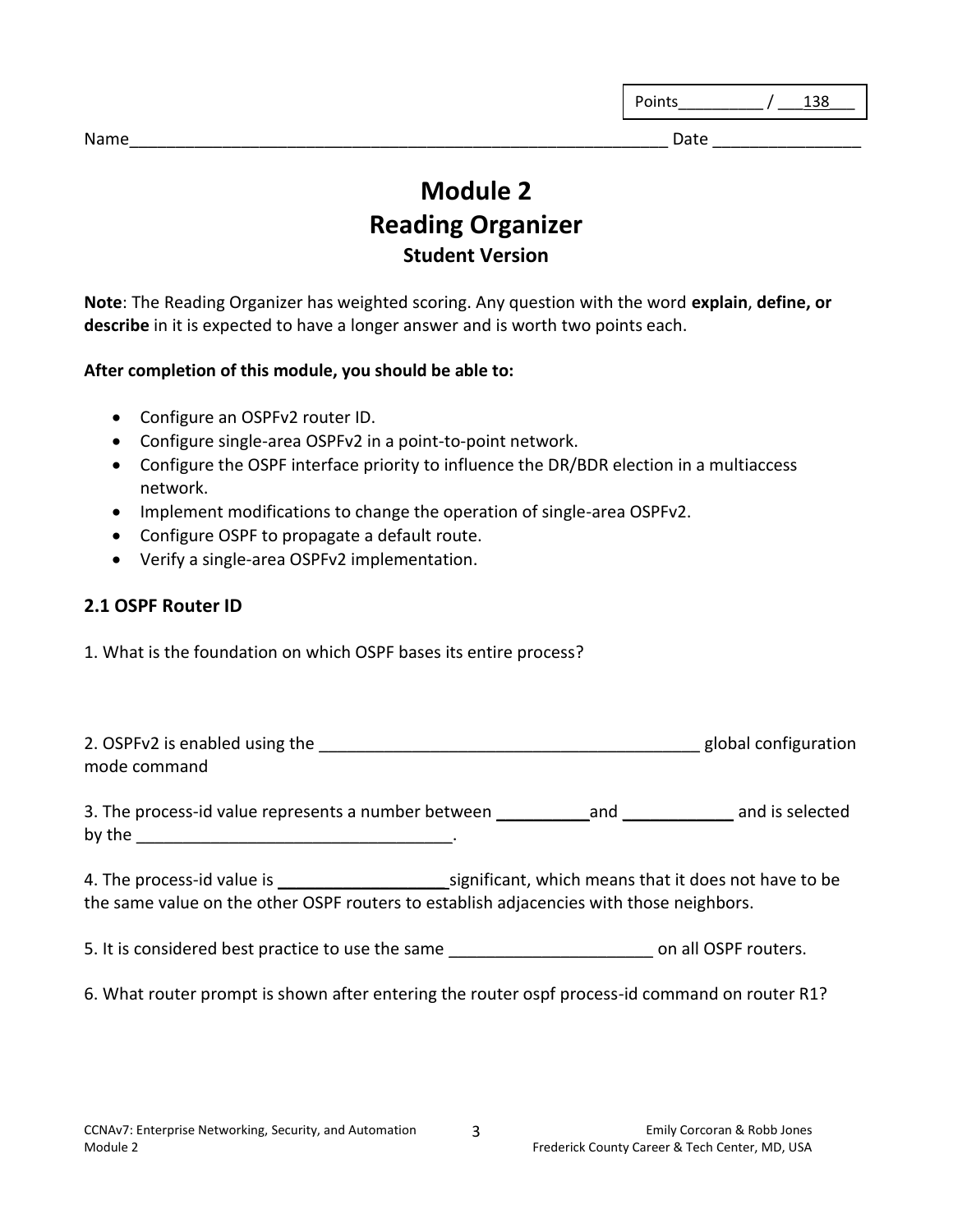Points__________ / ___138___

Name____________________________________________________________ Date ________________

# Module 2
# Reading Organizer
### Student Version

**Note**: The Reading Organizer has weighted scoring. Any question with the word **explain**, **define, or describe** in it is expected to have a longer answer and is worth two points each.

**After completion of this module, you should be able to:**

- Configure an OSPFv2 router ID.
- Configure single-area OSPFv2 in a point-to-point network.
- Configure the OSPF interface priority to influence the DR/BDR election in a multiaccess network.
- Implement modifications to change the operation of single-area OSPFv2.
- Configure OSPF to propagate a default route.
- Verify a single-area OSPFv2 implementation.

## 2.1 OSPF Router ID

1. What is the foundation on which OSPF bases its entire process?

2. OSPFv2 is enabled using the ___________________________________________ global configuration mode command

3. The process-id value represents a number between __________and ____________ and is selected by the ___________________________________.

4. The process-id value is __________________significant, which means that it does not have to be the same value on the other OSPF routers to establish adjacencies with those neighbors.

5. It is considered best practice to use the same ______________________ on all OSPF routers.

6. What router prompt is shown after entering the router ospf process-id command on router R1?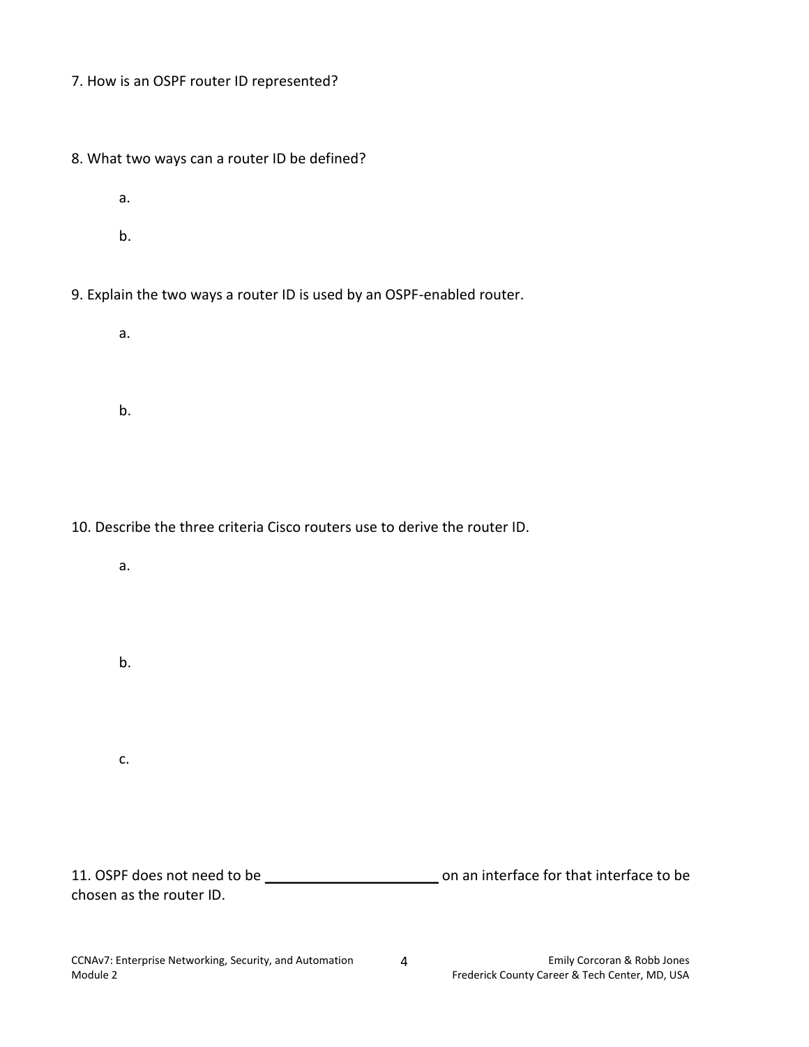7. How is an OSPF router ID represented?

8. What two ways can a router ID be defined?

a.

b.

9. Explain the two ways a router ID is used by an OSPF-enabled router.

a.

b.

10. Describe the three criteria Cisco routers use to derive the router ID.

a.

b.

c.

11. OSPF does not need to be ______________________ on an interface for that interface to be chosen as the router ID.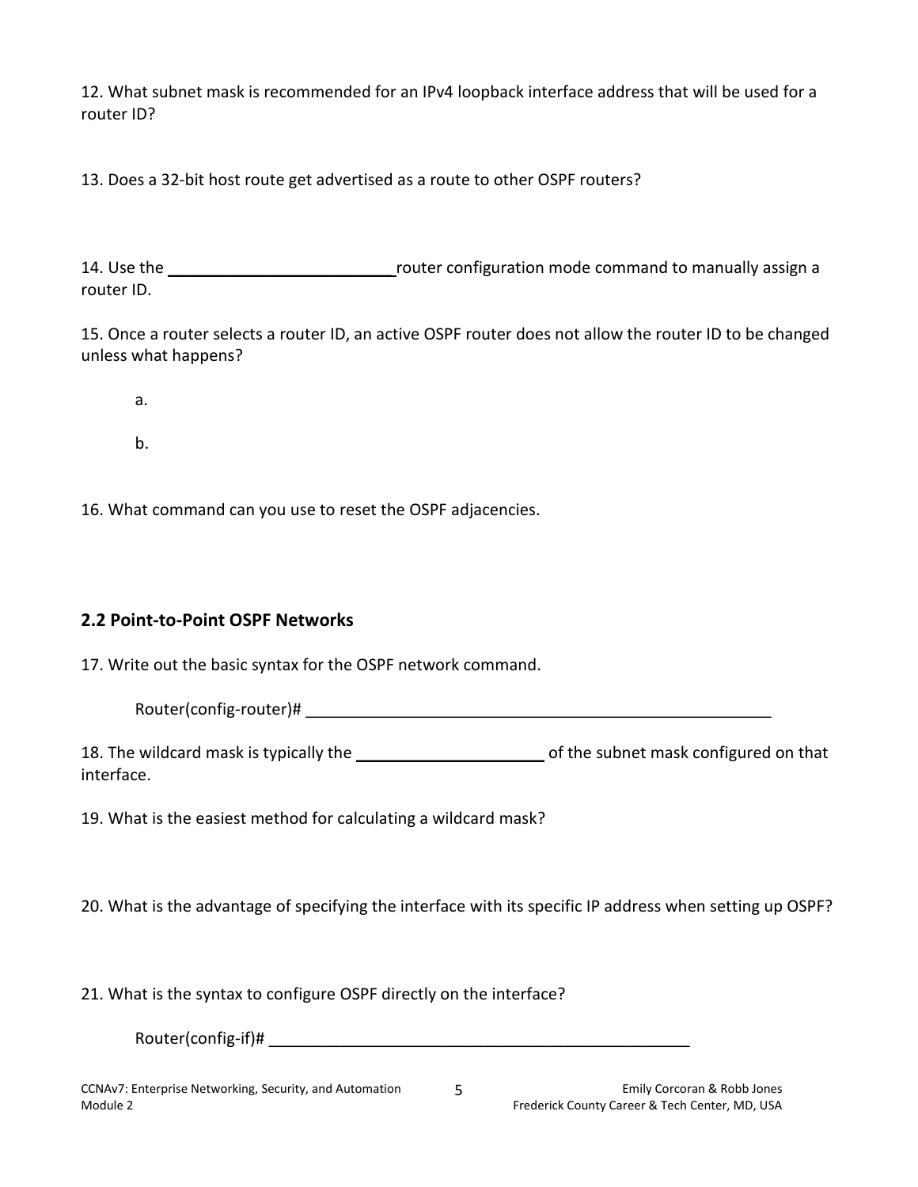12. What subnet mask is recommended for an IPv4 loopback interface address that will be used for a router ID?

13. Does a 32-bit host route get advertised as a route to other OSPF routers?

14. Use the __________________________ router configuration mode command to manually assign a router ID.

15. Once a router selects a router ID, an active OSPF router does not allow the router ID to be changed unless what happens?

a.

b.

16. What command can you use to reset the OSPF adjacencies.

## 2.2 Point-to-Point OSPF Networks

17. Write out the basic syntax for the OSPF network command.

Router(config-router)# ______________________________________________________

18. The wildcard mask is typically the ______________________ of the subnet mask configured on that interface.

19. What is the easiest method for calculating a wildcard mask?

20. What is the advantage of specifying the interface with its specific IP address when setting up OSPF?

21. What is the syntax to configure OSPF directly on the interface?

Router(config-if)# _________________________________________________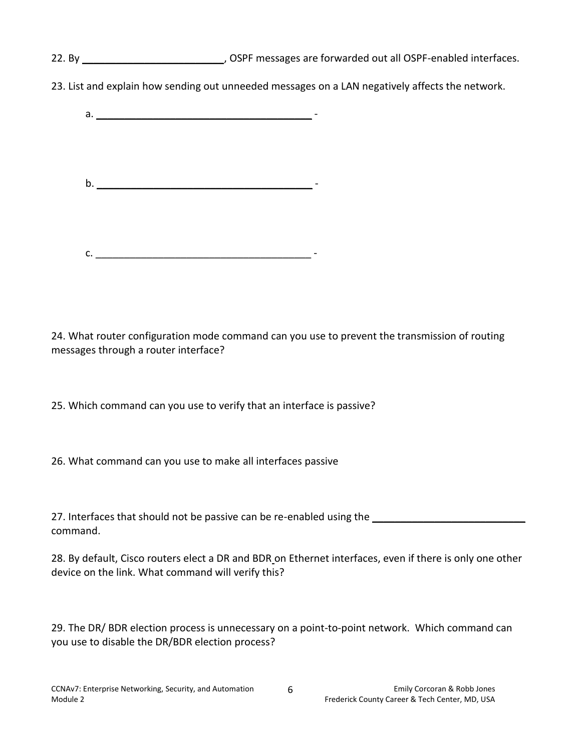22. By ________________________, OSPF messages are forwarded out all OSPF-enabled interfaces.

23. List and explain how sending out unneeded messages on a LAN negatively affects the network.

a. ________________________________________ -

b. ________________________________________ -

c. ________________________________________ -

24. What router configuration mode command can you use to prevent the transmission of routing messages through a router interface?

25. Which command can you use to verify that an interface is passive?

26. What command can you use to make all interfaces passive

27. Interfaces that should not be passive can be re-enabled using the ________________________ command.

28. By default, Cisco routers elect a DR and BDR on Ethernet interfaces, even if there is only one other device on the link. What command will verify this?

29. The DR/ BDR election process is unnecessary on a point-to-point network. Which command can you use to disable the DR/BDR election process?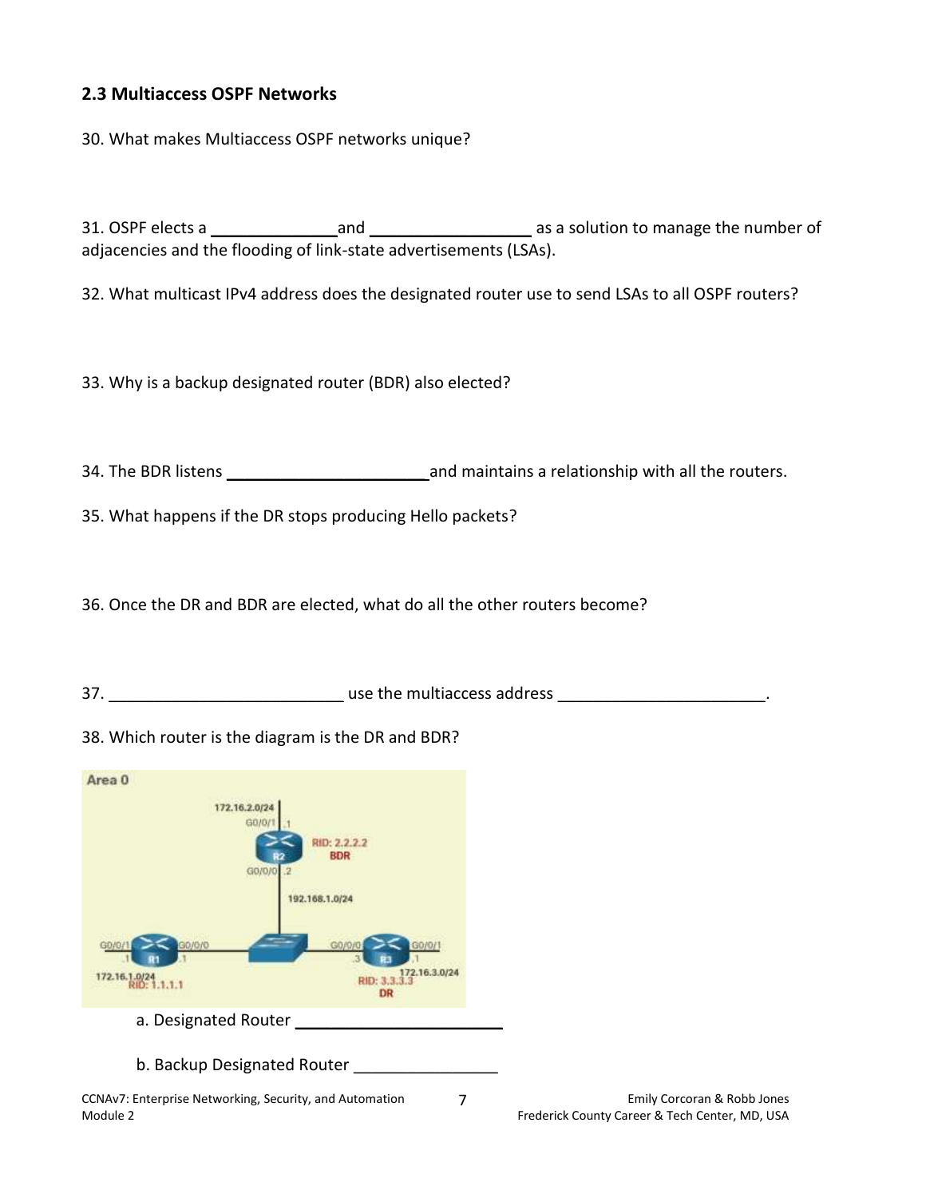## 2.3 Multiaccess OSPF Networks

30. What makes Multiaccess OSPF networks unique?

31. OSPF elects a ______________and __________________ as a solution to manage the number of adjacencies and the flooding of link-state advertisements (LSAs).

32. What multicast IPv4 address does the designated router use to send LSAs to all OSPF routers?

33. Why is a backup designated router (BDR) also elected?

34. The BDR listens ______________________and maintains a relationship with all the routers.

35. What happens if the DR stops producing Hello packets?

36. Once the DR and BDR are elected, what do all the other routers become?

37. __________________________ use the multiaccess address ______________________.

38. Which router is the diagram is the DR and BDR?

a. Designated Router ______________________

b. Backup Designated Router ________________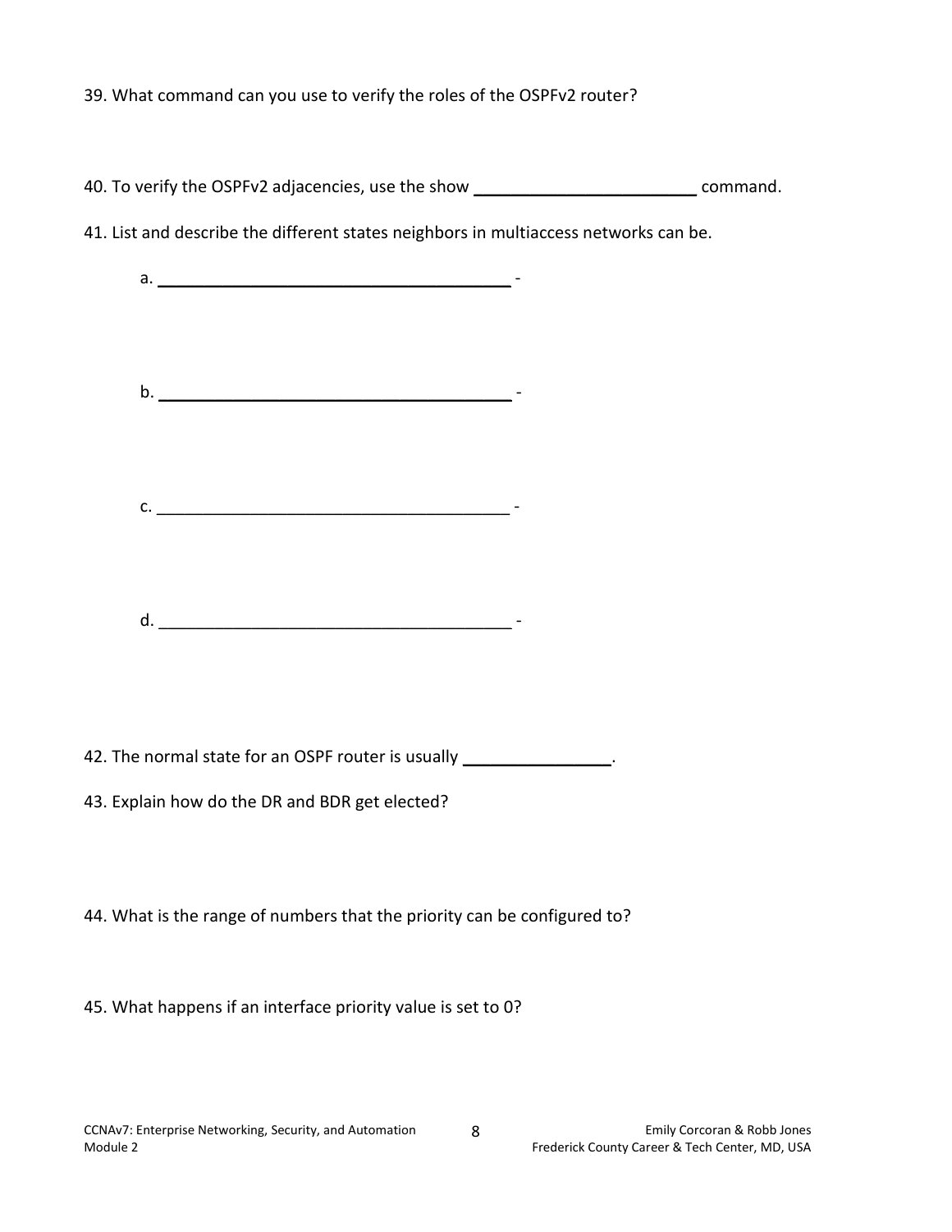39. What command can you use to verify the roles of the OSPFv2 router?

40. To verify the OSPFv2 adjacencies, use the show ________________________ command.

41. List and describe the different states neighbors in multiaccess networks can be.

a. ______________________________________ -

b. ______________________________________ -

c. ______________________________________ -

d. ______________________________________ -

42. The normal state for an OSPF router is usually ________________.

43. Explain how do the DR and BDR get elected?

44. What is the range of numbers that the priority can be configured to?

45. What happens if an interface priority value is set to 0?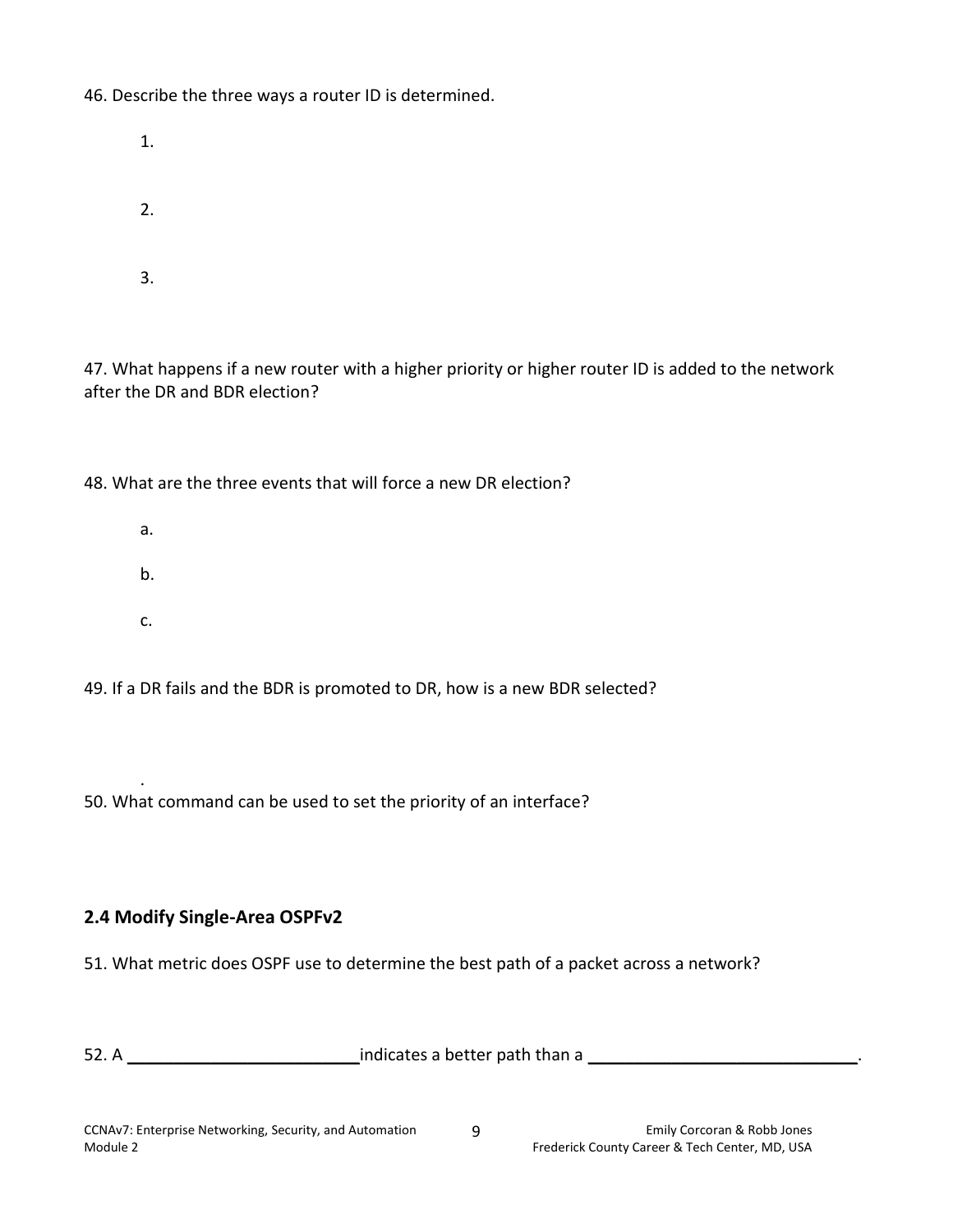46. Describe the three ways a router ID is determined.

1.

2.

3.

47. What happens if a new router with a higher priority or higher router ID is added to the network after the DR and BDR election?

48. What are the three events that will force a new DR election?

a.

b.

c.

49. If a DR fails and the BDR is promoted to DR, how is a new BDR selected?

.

50. What command can be used to set the priority of an interface?

## 2.4 Modify Single-Area OSPFv2

51. What metric does OSPF use to determine the best path of a packet across a network?

52. A \_\_\_\_\_\_\_\_\_\_\_\_\_\_\_\_\_\_\_\_\_\_\_\_\_ indicates a better path than a \_\_\_\_\_\_\_\_\_\_\_\_\_\_\_\_\_\_\_\_\_\_\_\_\_\_\_\_.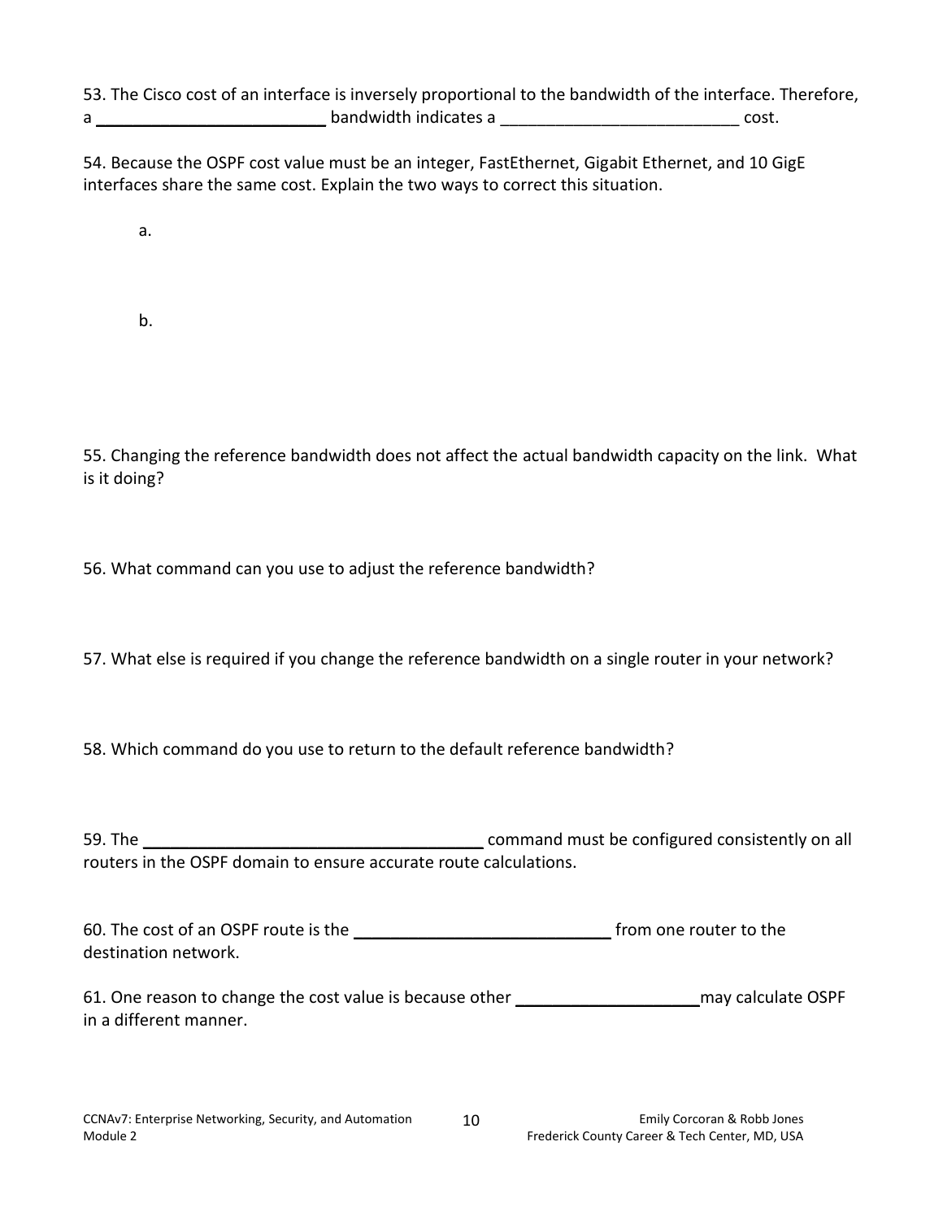53. The Cisco cost of an interface is inversely proportional to the bandwidth of the interface. Therefore, a _________________________ bandwidth indicates a _________________________ cost.

54. Because the OSPF cost value must be an integer, FastEthernet, Gigabit Ethernet, and 10 GigE interfaces share the same cost. Explain the two ways to correct this situation.

a.

b.

55. Changing the reference bandwidth does not affect the actual bandwidth capacity on the link. What is it doing?

56. What command can you use to adjust the reference bandwidth?

57. What else is required if you change the reference bandwidth on a single router in your network?

58. Which command do you use to return to the default reference bandwidth?

59. The ____________________________________ command must be configured consistently on all routers in the OSPF domain to ensure accurate route calculations.

60. The cost of an OSPF route is the ____________________________ from one router to the destination network.

61. One reason to change the cost value is because other ____________________ may calculate OSPF in a different manner.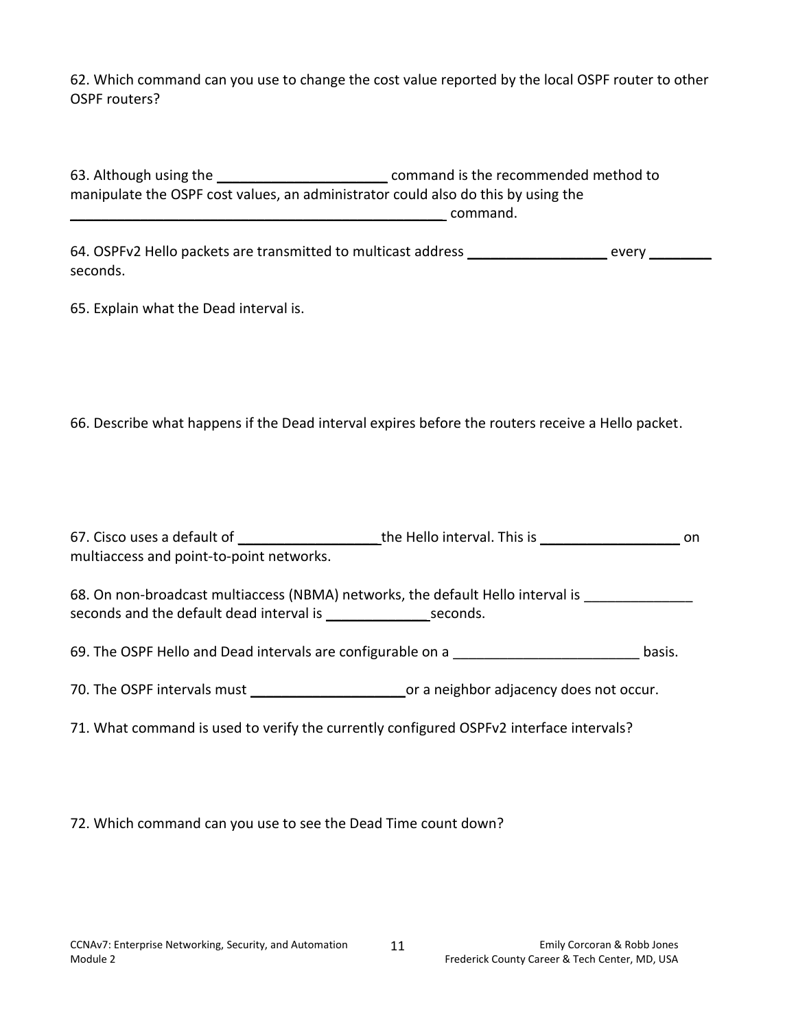62. Which command can you use to change the cost value reported by the local OSPF router to other OSPF routers?

63. Although using the ______________________ command is the recommended method to manipulate the OSPF cost values, an administrator could also do this by using the ____________________________________________________ command.

64. OSPFv2 Hello packets are transmitted to multicast address __________________ every ________ seconds.

65. Explain what the Dead interval is.

66. Describe what happens if the Dead interval expires before the routers receive a Hello packet.

67. Cisco uses a default of __________________the Hello interval. This is __________________ on multiaccess and point-to-point networks.

68. On non-broadcast multiaccess (NBMA) networks, the default Hello interval is ______________ seconds and the default dead interval is _____________seconds.

69. The OSPF Hello and Dead intervals are configurable on a ________________________ basis.

70. The OSPF intervals must ____________________or a neighbor adjacency does not occur.

71. What command is used to verify the currently configured OSPFv2 interface intervals?

72. Which command can you use to see the Dead Time count down?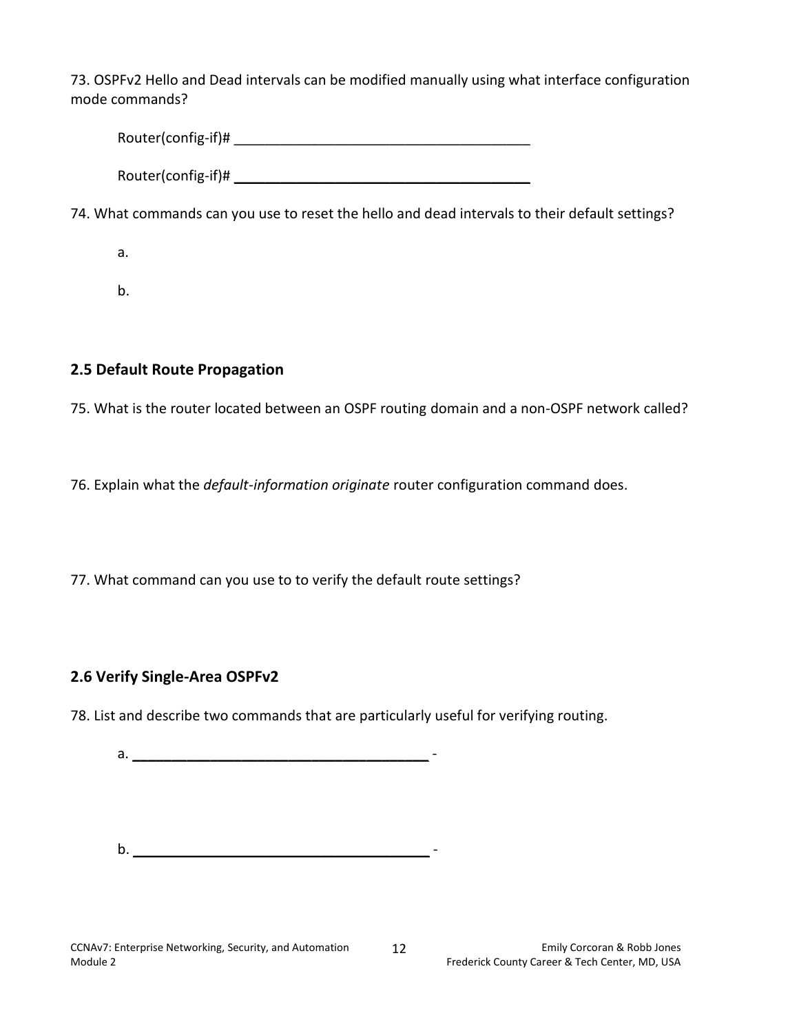73. OSPFv2 Hello and Dead intervals can be modified manually using what interface configuration mode commands?

Router(config-if)# ______________________________________

Router(config-if)# ______________________________________

74. What commands can you use to reset the hello and dead intervals to their default settings?

a.

b.

## 2.5 Default Route Propagation

75. What is the router located between an OSPF routing domain and a non-OSPF network called?

76. Explain what the *default-information originate* router configuration command does.

77. What command can you use to to verify the default route settings?

## 2.6 Verify Single-Area OSPFv2

78. List and describe two commands that are particularly useful for verifying routing.

a. ______________________________________ -

b. ______________________________________ -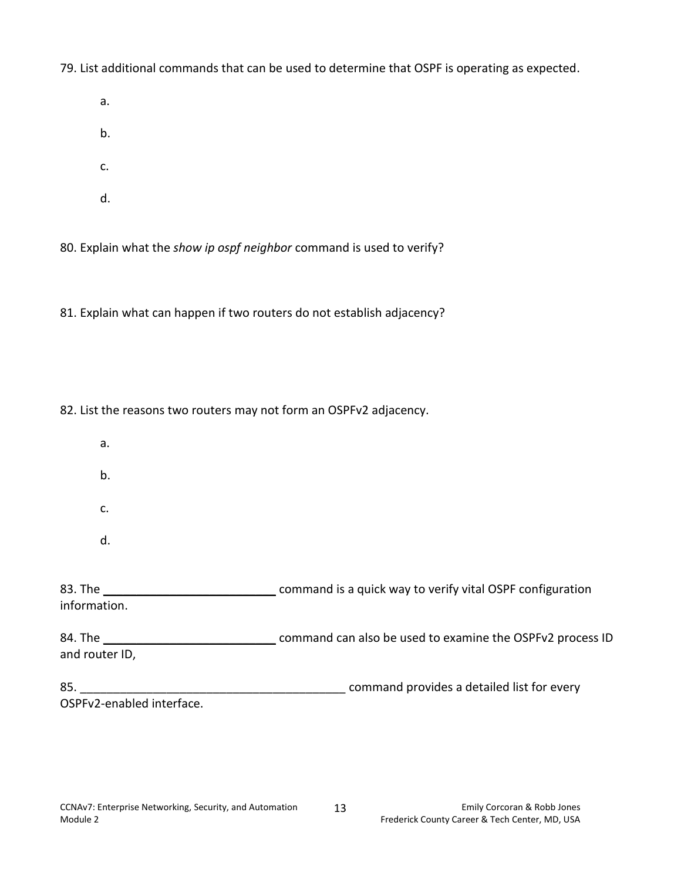79. List additional commands that can be used to determine that OSPF is operating as expected.

a.

b.

c.

d.

80. Explain what the *show ip ospf neighbor* command is used to verify?

81. Explain what can happen if two routers do not establish adjacency?

82. List the reasons two routers may not form an OSPFv2 adjacency.

a.

b.

c.

d.

83. The ___________________________ command is a quick way to verify vital OSPF configuration information.

84. The ___________________________ command can also be used to examine the OSPFv2 process ID and router ID,

85. _________________________________________ command provides a detailed list for every OSPFv2-enabled interface.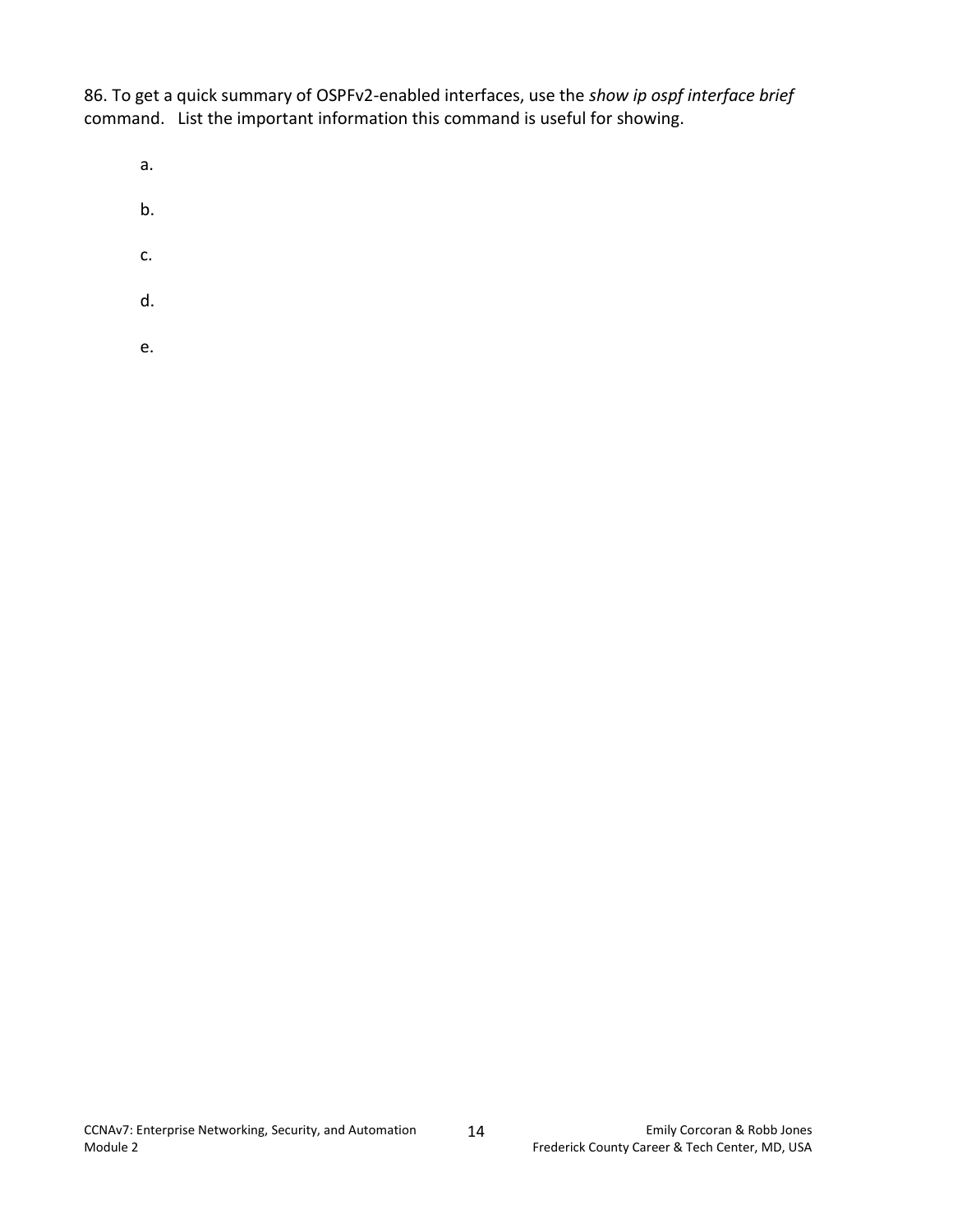86. To get a quick summary of OSPFv2-enabled interfaces, use the *show ip ospf interface brief* command. List the important information this command is useful for showing.

a.

b.

c.

d.

e.